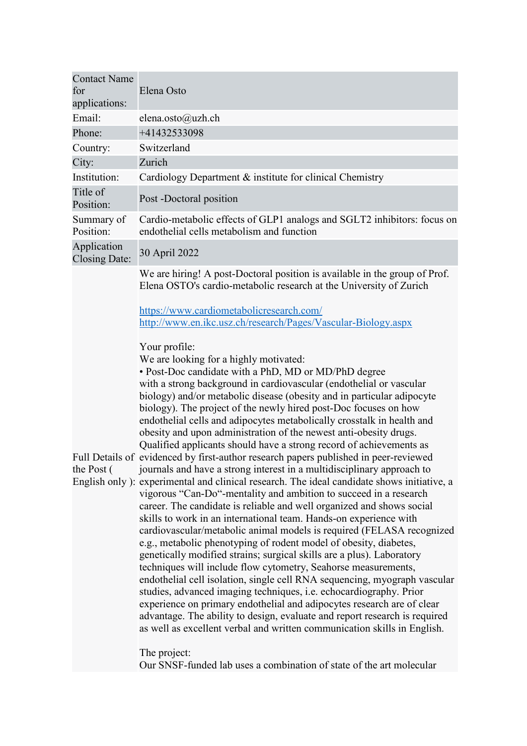| Contact Name for applications: | Elena Osto |
|---|---|
| Email: | elena.osto@uzh.ch |
| Phone: | +41432533098 |
| Country: | Switzerland |
| City: | Zurich |
| Institution: | Cardiology Department & institute for clinical Chemistry |
| Title of Position: | Post -Doctoral position |
| Summary of Position: | Cardio-metabolic effects of GLP1 analogs and SGLT2 inhibitors: focus on endothelial cells metabolism and function |
| Application Closing Date: | 30 April 2022 |
| Full Details of the Post ( English only ): | We are hiring! A post-Doctoral position is available in the group of Prof. Elena OSTO's cardio-metabolic research at the University of Zurich<br><br>https://www.cardiometabolicresearch.com/<br>http://www.en.ikc.usz.ch/research/Pages/Vascular-Biology.aspx<br><br>Your profile:<br>We are looking for a highly motivated:<br>• Post-Doc candidate with a PhD, MD or MD/PhD degree with a strong background in cardiovascular (endothelial or vascular biology) and/or metabolic disease (obesity and in particular adipocyte biology). The project of the newly hired post-Doc focuses on how endothelial cells and adipocytes metabolically crosstalk in health and obesity and upon administration of the newest anti-obesity drugs. Qualified applicants should have a strong record of achievements as evidenced by first-author research papers published in peer-reviewed journals and have a strong interest in a multidisciplinary approach to experimental and clinical research. The ideal candidate shows initiative, a vigorous "Can-Do"-mentality and ambition to succeed in a research career. The candidate is reliable and well organized and shows social skills to work in an international team. Hands-on experience with cardiovascular/metabolic animal models is required (FELASA recognized e.g., metabolic phenotyping of rodent model of obesity, diabetes, genetically modified strains; surgical skills are a plus). Laboratory techniques will include flow cytometry, Seahorse measurements, endothelial cell isolation, single cell RNA sequencing, myograph vascular studies, advanced imaging techniques, i.e. echocardiography. Prior experience on primary endothelial and adipocytes research are of clear advantage. The ability to design, evaluate and report research is required as well as excellent verbal and written communication skills in English.<br><br>The project:<br>Our SNSF-funded lab uses a combination of state of the art molecular |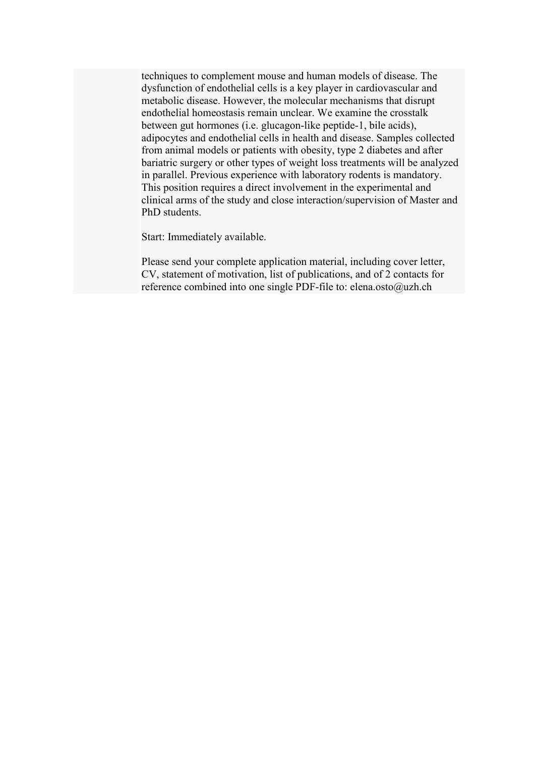techniques to complement mouse and human models of disease. The dysfunction of endothelial cells is a key player in cardiovascular and metabolic disease. However, the molecular mechanisms that disrupt endothelial homeostasis remain unclear. We examine the crosstalk between gut hormones (i.e. glucagon-like peptide-1, bile acids), adipocytes and endothelial cells in health and disease. Samples collected from animal models or patients with obesity, type 2 diabetes and after bariatric surgery or other types of weight loss treatments will be analyzed in parallel. Previous experience with laboratory rodents is mandatory. This position requires a direct involvement in the experimental and clinical arms of the study and close interaction/supervision of Master and PhD students.

Start: Immediately available.

Please send your complete application material, including cover letter, CV, statement of motivation, list of publications, and of 2 contacts for reference combined into one single PDF-file to: elena.osto@uzh.ch